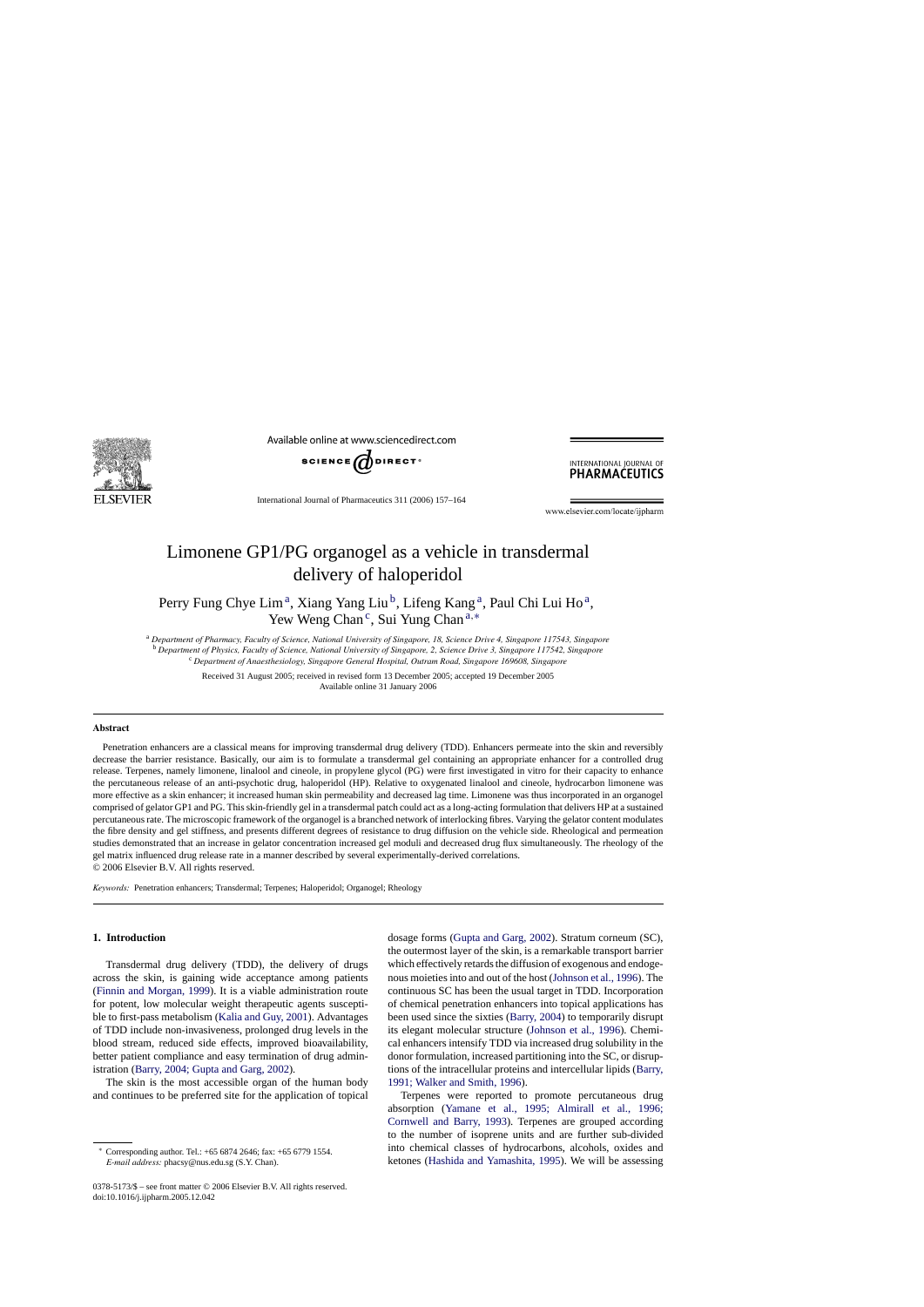# Limonene GP1/PG organogel as a vehicle in transdermal delivery of haloperidol

Perry Fung Chye Lim[a], Xiang Yang Liu[b], Lifeng Kang[a], Paul Chi Lui Ho[a], Yew Weng Chan[c], Sui Yung Chan[a,*]

[a] *Department of Pharmacy, Faculty of Science, National University of Singapore, 18, Science Drive 4, Singapore 117543, Singapore*
[b] *Department of Physics, Faculty of Science, National University of Singapore, 2, Science Drive 3, Singapore 117542, Singapore*
[c] *Department of Anaesthesiology, Singapore General Hospital, Outram Road, Singapore 169608, Singapore*

Received 31 August 2005; received in revised form 13 December 2005; accepted 19 December 2005
Available online 31 January 2006

## Abstract

Penetration enhancers are a classical means for improving transdermal drug delivery (TDD). Enhancers permeate into the skin and reversibly decrease the barrier resistance. Basically, our aim is to formulate a transdermal gel containing an appropriate enhancer for a controlled drug release. Terpenes, namely limonene, linalool and cineole, in propylene glycol (PG) were first investigated in vitro for their capacity to enhance the percutaneous release of an anti-psychotic drug, haloperidol (HP). Relative to oxygenated linalool and cineole, hydrocarbon limonene was more effective as a skin enhancer; it increased human skin permeability and decreased lag time. Limonene was thus incorporated in an organogel comprised of gelator GP1 and PG. This skin-friendly gel in a transdermal patch could act as a long-acting formulation that delivers HP at a sustained percutaneous rate. The microscopic framework of the organogel is a branched network of interlocking fibres. Varying the gelator content modulates the fibre density and gel stiffness, and presents different degrees of resistance to drug diffusion on the vehicle side. Rheological and permeation studies demonstrated that an increase in gelator concentration increased gel moduli and decreased drug flux simultaneously. The rheology of the gel matrix influenced drug release rate in a manner described by several experimentally-derived correlations.

© 2006 Elsevier B.V. All rights reserved.

*Keywords:* Penetration enhancers; Transdermal; Terpenes; Haloperidol; Organogel; Rheology

## 1. Introduction

Transdermal drug delivery (TDD), the delivery of drugs across the skin, is gaining wide acceptance among patients (Finnin and Morgan, 1999). It is a viable administration route for potent, low molecular weight therapeutic agents susceptible to first-pass metabolism (Kalia and Guy, 2001). Advantages of TDD include non-invasiveness, prolonged drug levels in the blood stream, reduced side effects, improved bioavailability, better patient compliance and easy termination of drug administration (Barry, 2004; Gupta and Garg, 2002).

The skin is the most accessible organ of the human body and continues to be preferred site for the application of topical dosage forms (Gupta and Garg, 2002). Stratum corneum (SC), the outermost layer of the skin, is a remarkable transport barrier which effectively retards the diffusion of exogenous and endogenous moieties into and out of the host (Johnson et al., 1996). The continuous SC has been the usual target in TDD. Incorporation of chemical penetration enhancers into topical applications has been used since the sixties (Barry, 2004) to temporarily disrupt its elegant molecular structure (Johnson et al., 1996). Chemical enhancers intensify TDD via increased drug solubility in the donor formulation, increased partitioning into the SC, or disruptions of the intracellular proteins and intercellular lipids (Barry, 1991; Walker and Smith, 1996).

Terpenes were reported to promote percutaneous drug absorption (Yamane et al., 1995; Almirall et al., 1996; Cornwell and Barry, 1993). Terpenes are grouped according to the number of isoprene units and are further sub-divided into chemical classes of hydrocarbons, alcohols, oxides and ketones (Hashida and Yamashita, 1995). We will be assessing

* Corresponding author. Tel.: +65 6874 2646; fax: +65 6779 1554.
*E-mail address:* phacsy@nus.edu.sg (S.Y. Chan).

0378-5173/$ – see front matter © 2006 Elsevier B.V. All rights reserved.
doi:10.1016/j.ijpharm.2005.12.042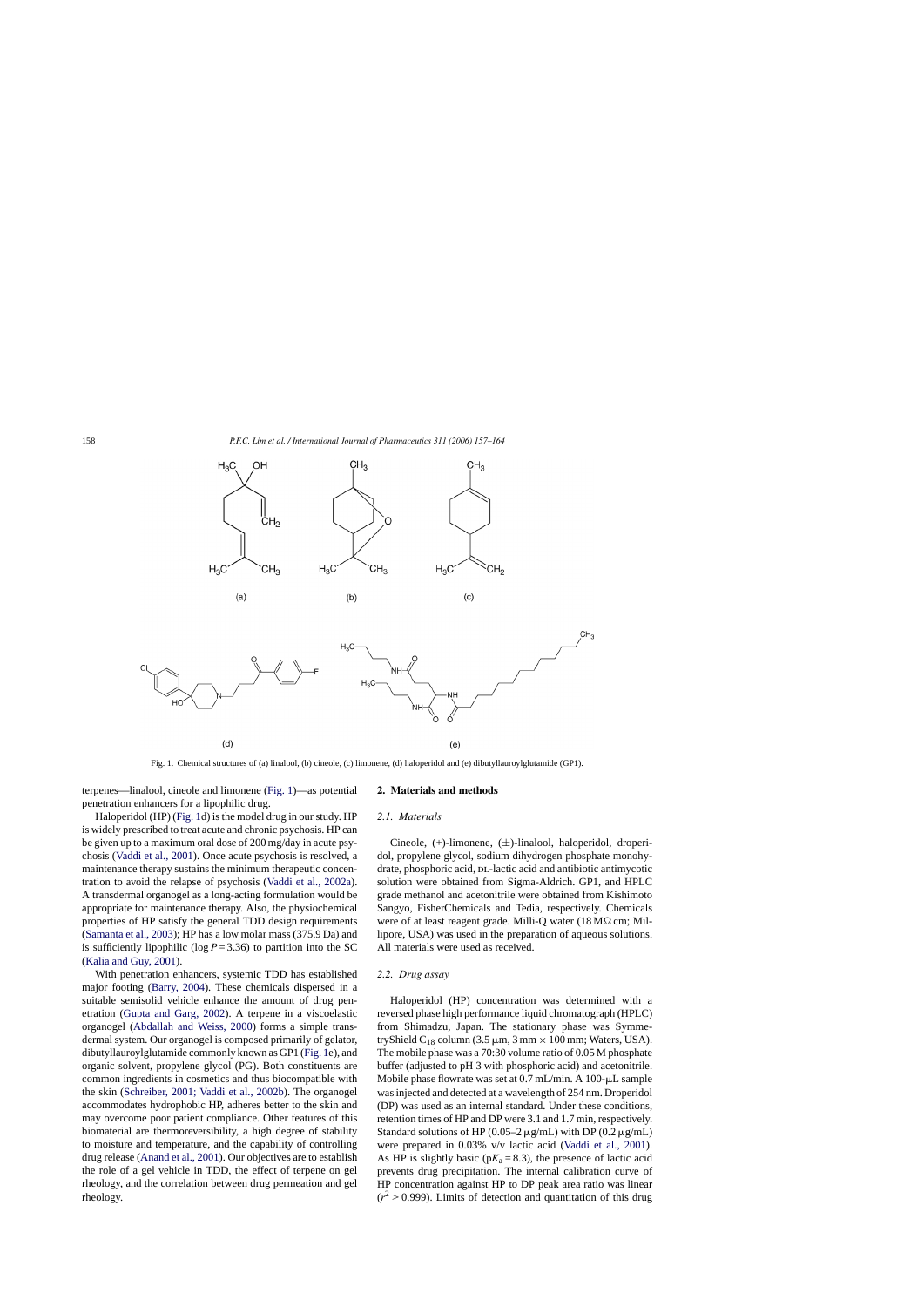Fig. 1. Chemical structures of (a) linalool, (b) cineole, (c) limonene, (d) haloperidol and (e) dibutyllauroylglutamide (GP1).

terpenes—linalool, cineole and limonene (Fig. 1)—as potential penetration enhancers for a lipophilic drug.

Haloperidol (HP) (Fig. 1d) is the model drug in our study. HP is widely prescribed to treat acute and chronic psychosis. HP can be given up to a maximum oral dose of 200 mg/day in acute psychosis (Vaddi et al., 2001). Once acute psychosis is resolved, a maintenance therapy sustains the minimum therapeutic concentration to avoid the relapse of psychosis (Vaddi et al., 2002a). A transdermal organogel as a long-acting formulation would be appropriate for maintenance therapy. Also, the physiochemical properties of HP satisfy the general TDD design requirements (Samanta et al., 2003); HP has a low molar mass (375.9 Da) and is sufficiently lipophilic ($\log P = 3.36$) to partition into the SC (Kalia and Guy, 2001).

With penetration enhancers, systemic TDD has established major footing (Barry, 2004). These chemicals dispersed in a suitable semisolid vehicle enhance the amount of drug penetration (Gupta and Garg, 2002). A terpene in a viscoelastic organogel (Abdallah and Weiss, 2000) forms a simple transdermal system. Our organogel is composed primarily of gelator, dibutyllauroylglutamide commonly known as GP1 (Fig. 1e), and organic solvent, propylene glycol (PG). Both constituents are common ingredients in cosmetics and thus biocompatible with the skin (Schreiber, 2001; Vaddi et al., 2002b). The organogel accommodates hydrophobic HP, adheres better to the skin and may overcome poor patient compliance. Other features of this biomaterial are thermoreversibility, a high degree of stability to moisture and temperature, and the capability of controlling drug release (Anand et al., 2001). Our objectives are to establish the role of a gel vehicle in TDD, the effect of terpene on gel rheology, and the correlation between drug permeation and gel rheology.

## 2. Materials and methods

### 2.1. Materials

Cineole, (+)-limonene, (±)-linalool, haloperidol, droperidol, propylene glycol, sodium dihydrogen phosphate monohydrate, phosphoric acid, DL-lactic acid and antibiotic antimycotic solution were obtained from Sigma-Aldrich. GP1, and HPLC grade methanol and acetonitrile were obtained from Kishimoto Sangyo, FisherChemicals and Tedia, respectively. Chemicals were of at least reagent grade. Milli-Q water (18 MΩ cm; Millipore, USA) was used in the preparation of aqueous solutions. All materials were used as received.

### 2.2. Drug assay

Haloperidol (HP) concentration was determined with a reversed phase high performance liquid chromatograph (HPLC) from Shimadzu, Japan. The stationary phase was SymmetryShield $C_{18}$ column (3.5 μm, 3 mm × 100 mm; Waters, USA). The mobile phase was a 70:30 volume ratio of 0.05 M phosphate buffer (adjusted to pH 3 with phosphoric acid) and acetonitrile. Mobile phase flowrate was set at 0.7 mL/min. A 100-μL sample was injected and detected at a wavelength of 254 nm. Droperidol (DP) was used as an internal standard. Under these conditions, retention times of HP and DP were 3.1 and 1.7 min, respectively. Standard solutions of HP (0.05–2 μg/mL) with DP (0.2 μg/mL) were prepared in 0.03% v/v lactic acid (Vaddi et al., 2001). As HP is slightly basic ($pK_a = 8.3$), the presence of lactic acid prevents drug precipitation. The internal calibration curve of HP concentration against HP to DP peak area ratio was linear ($r^2 \geq 0.999$). Limits of detection and quantitation of this drug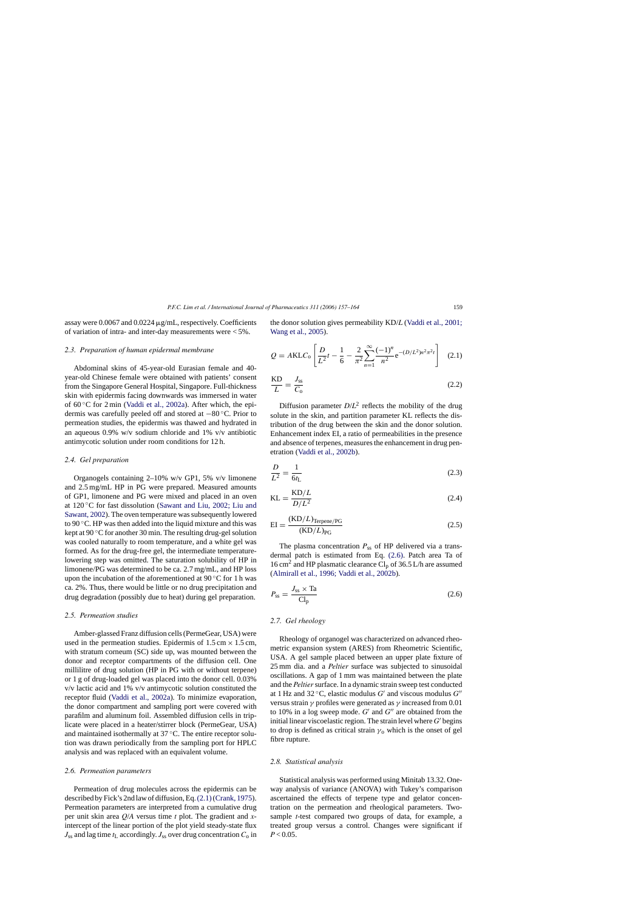assay were 0.0067 and 0.0224 μg/mL, respectively. Coefficients of variation of intra- and inter-day measurements were < 5%.

### 2.3. Preparation of human epidermal membrane

Abdominal skins of 45-year-old Eurasian female and 40-year-old Chinese female were obtained with patients' consent from the Singapore General Hospital, Singapore. Full-thickness skin with epidermis facing downwards was immersed in water of 60 °C for 2 min (Vaddi et al., 2002a). After which, the epidermis was carefully peeled off and stored at −80 °C. Prior to permeation studies, the epidermis was thawed and hydrated in an aqueous 0.9% w/v sodium chloride and 1% v/v antibiotic antimycotic solution under room conditions for 12 h.

### 2.4. Gel preparation

Organogels containing 2–10% w/v GP1, 5% v/v limonene and 2.5 mg/mL HP in PG were prepared. Measured amounts of GP1, limonene and PG were mixed and placed in an oven at 120 °C for fast dissolution (Sawant and Liu, 2002; Liu and Sawant, 2002). The oven temperature was subsequently lowered to 90 °C. HP was then added into the liquid mixture and this was kept at 90 °C for another 30 min. The resulting drug-gel solution was cooled naturally to room temperature, and a white gel was formed. As for the drug-free gel, the intermediate temperature-lowering step was omitted. The saturation solubility of HP in limonene/PG was determined to be ca. 2.7 mg/mL, and HP loss upon the incubation of the aforementioned at 90 °C for 1 h was ca. 2%. Thus, there would be little or no drug precipitation and drug degradation (possibly due to heat) during gel preparation.

### 2.5. Permeation studies

Amber-glassed Franz diffusion cells (PermeGear, USA) were used in the permeation studies. Epidermis of 1.5 cm × 1.5 cm, with stratum corneum (SC) side up, was mounted between the donor and receptor compartments of the diffusion cell. One millilitre of drug solution (HP in PG with or without terpene) or 1 g of drug-loaded gel was placed into the donor cell. 0.03% v/v lactic acid and 1% v/v antimycotic solution constituted the receptor fluid (Vaddi et al., 2002a). To minimize evaporation, the donor compartment and sampling port were covered with parafilm and aluminum foil. Assembled diffusion cells in triplicate were placed in a heater/stirrer block (PermeGear, USA) and maintained isothermally at 37 °C. The entire receptor solution was drawn periodically from the sampling port for HPLC analysis and was replaced with an equivalent volume.

### 2.6. Permeation parameters

Permeation of drug molecules across the epidermis can be described by Fick's 2nd law of diffusion, Eq. (2.1) (Crank, 1975). Permeation parameters are interpreted from a cumulative drug per unit skin area $Q/A$ versus time $t$ plot. The gradient and $x$-intercept of the linear portion of the plot yield steady-state flux $J_{ss}$ and lag time $t_L$ accordingly. $J_{ss}$ over drug concentration $C_o$ in the donor solution gives permeability $KD/L$ (Vaddi et al., 2001; Wang et al., 2005).

$$Q = AKLC_o\left[\frac{D}{L^2}t - \frac{1}{6} - \frac{2}{\pi^2}\sum_{n=1}^{\infty}\frac{(-1)^n}{n^2}e^{-(D/L^2)n^2\pi^2 t}\right] \quad (2.1)$$

$$\frac{KD}{L} = \frac{J_{ss}}{C_o} \quad (2.2)$$

Diffusion parameter $D/L^2$ reflects the mobility of the drug solute in the skin, and partition parameter KL reflects the distribution of the drug between the skin and the donor solution. Enhancement index EI, a ratio of permeabilities in the presence and absence of terpenes, measures the enhancement in drug penetration (Vaddi et al., 2002b).

$$\frac{D}{L^2} = \frac{1}{6t_L} \quad (2.3)$$

$$KL = \frac{KD/L}{D/L^2} \quad (2.4)$$

$$EI = \frac{(KD/L)_{Terpene/PG}}{(KD/L)_{PG}} \quad (2.5)$$

The plasma concentration $P_{ss}$ of HP delivered via a transdermal patch is estimated from Eq. (2.6). Patch area Ta of 16 cm$^2$ and HP plasmatic clearance $Cl_p$ of 36.5 L/h are assumed (Almirall et al., 1996; Vaddi et al., 2002b).

$$P_{ss} = \frac{J_{ss} \times Ta}{Cl_p} \quad (2.6)$$

### 2.7. Gel rheology

Rheology of organogel was characterized on advanced rheometric expansion system (ARES) from Rheometric Scientific, USA. A gel sample placed between an upper plate fixture of 25 mm dia. and a *Peltier* surface was subjected to sinusoidal oscillations. A gap of 1 mm was maintained between the plate and the *Peltier* surface. In a dynamic strain sweep test conducted at 1 Hz and 32 °C, elastic modulus $G'$ and viscous modulus $G''$ versus strain $\gamma$ profiles were generated as $\gamma$ increased from 0.01 to 10% in a log sweep mode. $G'$ and $G''$ are obtained from the initial linear viscoelastic region. The strain level where $G'$ begins to drop is defined as critical strain $\gamma_o$ which is the onset of gel fibre rupture.

### 2.8. Statistical analysis

Statistical analysis was performed using Minitab 13.32. One-way analysis of variance (ANOVA) with Tukey's comparison ascertained the effects of terpene type and gelator concentration on the permeation and rheological parameters. Two-sample $t$-test compared two groups of data, for example, a treated group versus a control. Changes were significant if $P < 0.05$.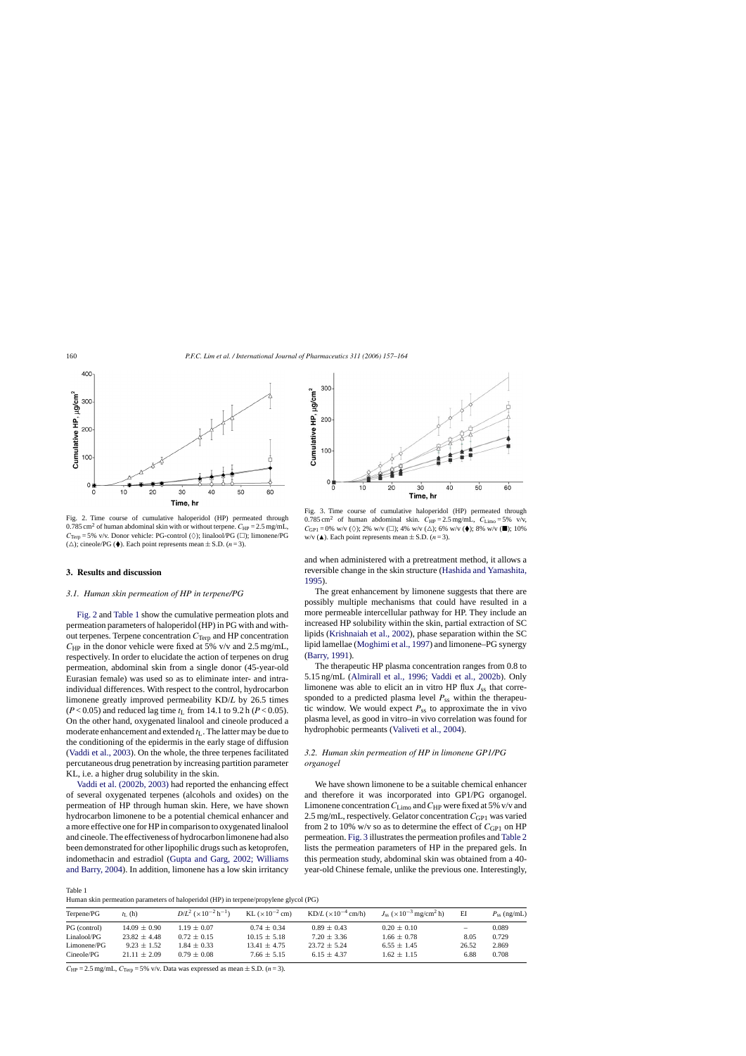Fig. 2. Time course of cumulative haloperidol (HP) permeated through 0.785 cm² of human abdominal skin with or without terpene. $C_{HP}$ = 2.5 mg/mL, $C_{Terp}$ = 5% v/v. Donor vehicle: PG-control (◊); linalool/PG (□); limonene/PG (△); cineole/PG (⧫). Each point represents mean ± S.D. ($n$ = 3).

Fig. 3. Time course of cumulative haloperidol (HP) permeated through 0.785 cm² of human abdominal skin. $C_{HP}$ = 2.5 mg/mL, $C_{Limo}$ = 5% v/v, $C_{GP1}$ = 0% w/v (◊); 2% w/v (□); 4% w/v (△); 6% w/v (⧫); 8% w/v (■); 10% w/v (▲). Each point represents mean ± S.D. ($n$ = 3).

## 3. Results and discussion

### 3.1. Human skin permeation of HP in terpene/PG

Fig. 2 and Table 1 show the cumulative permeation plots and permeation parameters of haloperidol (HP) in PG with and without terpenes. Terpene concentration $C_{Terp}$ and HP concentration $C_{HP}$ in the donor vehicle were fixed at 5% v/v and 2.5 mg/mL, respectively. In order to elucidate the action of terpenes on drug permeation, abdominal skin from a single donor (45-year-old Eurasian female) was used so as to eliminate inter- and intra-individual differences. With respect to the control, hydrocarbon limonene greatly improved permeability KD/$L$ by 26.5 times ($P$ < 0.05) and reduced lag time $t_L$ from 14.1 to 9.2 h ($P$ < 0.05). On the other hand, oxygenated linalool and cineole produced a moderate enhancement and extended $t_L$. The latter may be due to the conditioning of the epidermis in the early stage of diffusion (Vaddi et al., 2003). On the whole, the three terpenes facilitated percutaneous drug penetration by increasing partition parameter KL, i.e. a higher drug solubility in the skin.

Vaddi et al. (2002b, 2003) had reported the enhancing effect of several oxygenated terpenes (alcohols and oxides) on the permeation of HP through human skin. Here, we have shown hydrocarbon limonene to be a potential chemical enhancer and a more effective one for HP in comparison to oxygenated linalool and cineole. The effectiveness of hydrocarbon limonene had also been demonstrated for other lipophilic drugs such as ketoprofen, indomethacin and estradiol (Gupta and Garg, 2002; Williams and Barry, 2004). In addition, limonene has a low skin irritancy and when administered with a pretreatment method, it allows a reversible change in the skin structure (Hashida and Yamashita, 1995).

The great enhancement by limonene suggests that there are possibly multiple mechanisms that could have resulted in a more permeable intercellular pathway for HP. They include an increased HP solubility within the skin, partial extraction of SC lipids (Krishnaiah et al., 2002), phase separation within the SC lipid lamellae (Moghimi et al., 1997) and limonene–PG synergy (Barry, 1991).

The therapeutic HP plasma concentration ranges from 0.8 to 5.15 ng/mL (Almirall et al., 1996; Vaddi et al., 2002b). Only limonene was able to elicit an in vitro HP flux $J_{ss}$ that corresponded to a predicted plasma level $P_{ss}$ within the therapeutic window. We would expect $P_{ss}$ to approximate the in vivo plasma level, as good in vitro–in vivo correlation was found for hydrophobic permeants (Valiveti et al., 2004).

### 3.2. Human skin permeation of HP in limonene GP1/PG organogel

We have shown limonene to be a suitable chemical enhancer and therefore it was incorporated into GP1/PG organogel. Limonene concentration $C_{Limo}$ and $C_{HP}$ were fixed at 5% v/v and 2.5 mg/mL, respectively. Gelator concentration $C_{GP1}$ was varied from 2 to 10% w/v so as to determine the effect of $C_{GP1}$ on HP permeation. Fig. 3 illustrates the permeation profiles and Table 2 lists the permeation parameters of HP in the prepared gels. In this permeation study, abdominal skin was obtained from a 40-year-old Chinese female, unlike the previous one. Interestingly,

Table 1
Human skin permeation parameters of haloperidol (HP) in terpene/propylene glycol (PG)

| Terpene/PG | $t_L$ (h) | $D/L^2$ ($\times10^{-2}$ h$^{-1}$) | KL ($\times10^{-2}$ cm) | KD/$L$ ($\times10^{-4}$ cm/h) | $J_{ss}$ ($\times10^{-3}$ mg/cm$^2$ h) | EI | $P_{ss}$ (ng/mL) |
|---|---|---|---|---|---|---|---|
| PG (control) | 14.09 ± 0.90 | 1.19 ± 0.07 | 0.74 ± 0.34 | 0.89 ± 0.43 | 0.20 ± 0.10 | – | 0.089 |
| Linalool/PG | 23.82 ± 4.48 | 0.72 ± 0.15 | 10.15 ± 5.18 | 7.20 ± 3.36 | 1.66 ± 0.78 | 8.05 | 0.729 |
| Limonene/PG | 9.23 ± 1.52 | 1.84 ± 0.33 | 13.41 ± 4.75 | 23.72 ± 5.24 | 6.55 ± 1.45 | 26.52 | 2.869 |
| Cineole/PG | 21.11 ± 2.09 | 0.79 ± 0.08 | 7.66 ± 5.15 | 6.15 ± 4.37 | 1.62 ± 1.15 | 6.88 | 0.708 |

$C_{HP}$ = 2.5 mg/mL, $C_{Terp}$ = 5% v/v. Data was expressed as mean ± S.D. ($n$ = 3).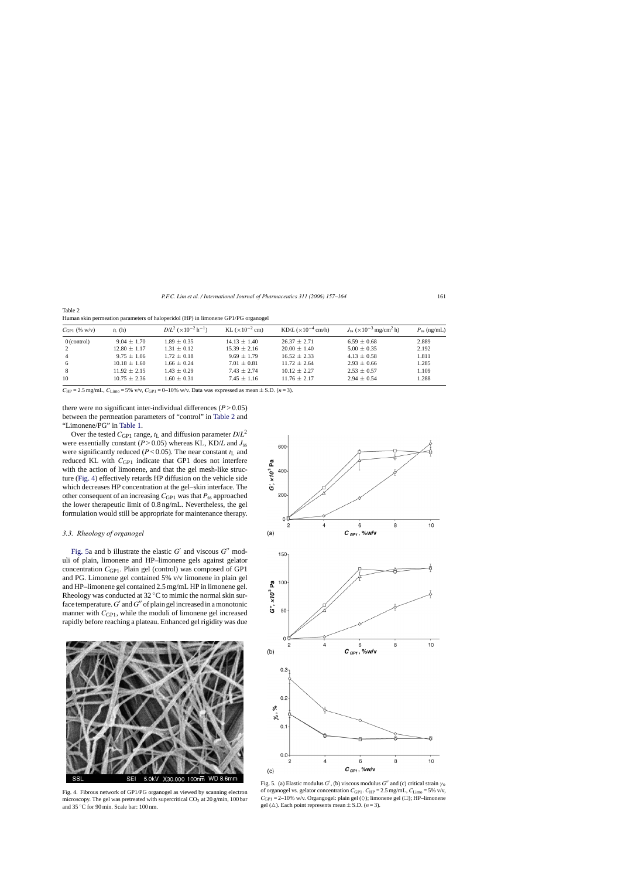Table 2
Human skin permeation parameters of haloperidol (HP) in limonene GP1/PG organogel

| $C_{GP1}$ (% w/v) | $t_L$ (h) | $D/L^2$ ($\times10^{-2}$ h$^{-1}$) | KL ($\times10^{-2}$ cm) | KD/$L$ ($\times10^{-4}$ cm/h) | $J_{ss}$ ($\times10^{-3}$ mg/cm$^2$ h) | $P_{ss}$ (ng/mL) |
|---|---|---|---|---|---|---|
| 0 (control) | 9.04 ± 1.70 | 1.89 ± 0.35 | 14.13 ± 1.40 | 26.37 ± 2.71 | 6.59 ± 0.68 | 2.889 |
| 2 | 12.80 ± 1.17 | 1.31 ± 0.12 | 15.39 ± 2.16 | 20.00 ± 1.40 | 5.00 ± 0.35 | 2.192 |
| 4 | 9.75 ± 1.06 | 1.72 ± 0.18 | 9.69 ± 1.79 | 16.52 ± 2.33 | 4.13 ± 0.58 | 1.811 |
| 6 | 10.18 ± 1.60 | 1.66 ± 0.24 | 7.01 ± 0.81 | 11.72 ± 2.64 | 2.93 ± 0.66 | 1.285 |
| 8 | 11.92 ± 2.15 | 1.43 ± 0.29 | 7.43 ± 2.74 | 10.12 ± 2.27 | 2.53 ± 0.57 | 1.109 |
| 10 | 10.75 ± 2.36 | 1.60 ± 0.31 | 7.45 ± 1.16 | 11.76 ± 2.17 | 2.94 ± 0.54 | 1.288 |

$C_{HP}$ = 2.5 mg/mL, $C_{Limo}$ = 5% v/v, $C_{GP1}$ = 0–10% w/v. Data was expressed as mean ± S.D. ($n$ = 3).

there were no significant inter-individual differences ($P > 0.05$) between the permeation parameters of "control" in Table 2 and "Limonene/PG" in Table 1.

Over the tested $C_{GP1}$ range, $t_L$ and diffusion parameter $D/L^2$ were essentially constant ($P > 0.05$) whereas KL, KD/$L$ and $J_{ss}$ were significantly reduced ($P < 0.05$). The near constant $t_L$ and reduced KL with $C_{GP1}$ indicate that GP1 does not interfere with the action of limonene, and that the gel mesh-like structure (Fig. 4) effectively retards HP diffusion on the vehicle side which decreases HP concentration at the gel–skin interface. The other consequent of an increasing $C_{GP1}$ was that $P_{ss}$ approached the lower therapeutic limit of 0.8 ng/mL. Nevertheless, the gel formulation would still be appropriate for maintenance therapy.

### 3.3. Rheology of organogel

Fig. 5a and b illustrate the elastic $G'$ and viscous $G''$ moduli of plain, limonene and HP–limonene gels against gelator concentration $C_{GP1}$. Plain gel (control) was composed of GP1 and PG. Limonene gel contained 5% v/v limonene in plain gel and HP–limonene gel contained 2.5 mg/mL HP in limonene gel. Rheology was conducted at 32 °C to mimic the normal skin surface temperature. $G'$ and $G''$ of plain gel increased in a monotonic manner with $C_{GP1}$, while the moduli of limonene gel increased rapidly before reaching a plateau. Enhanced gel rigidity was due

Fig. 4. Fibrous network of GP1/PG organogel as viewed by scanning electron microscopy. The gel was pretreated with supercritical $CO_2$ at 20 g/min, 100 bar and 35 °C for 90 min. Scale bar: 100 nm.

Fig. 5. (a) Elastic modulus $G'$, (b) viscous modulus $G''$ and (c) critical strain $\gamma_o$ of organogel vs. gelator concentration $C_{GP1}$. $C_{HP}$ = 2.5 mg/mL, $C_{Limo}$ = 5% v/v, $C_{GP1}$ = 2–10% w/v. Organgogel: plain gel (◊); limonene gel (□); HP–limonene gel (△). Each point represents mean ± S.D. ($n$ = 3).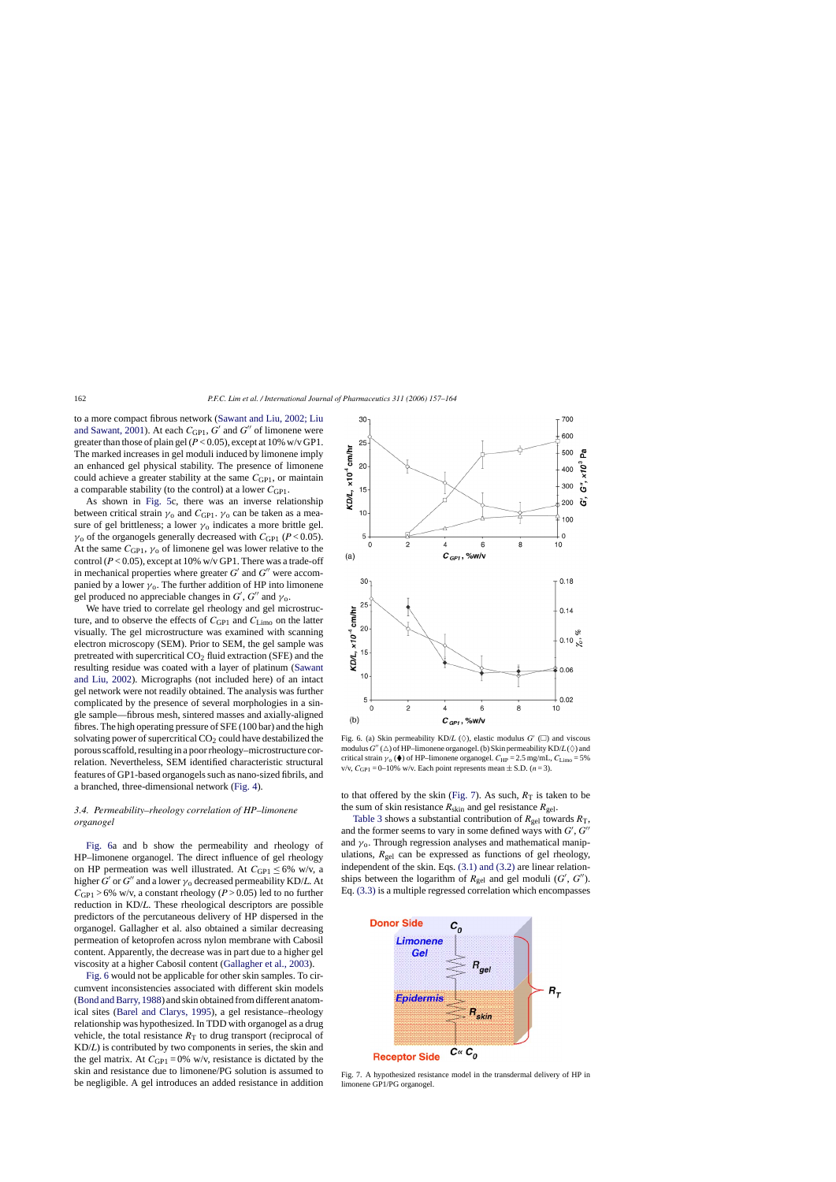to a more compact fibrous network (Sawant and Liu, 2002; Liu and Sawant, 2001). At each $C_{GP1}$, $G'$ and $G''$ of limonene were greater than those of plain gel ($P < 0.05$), except at 10% w/v GP1. The marked increases in gel moduli induced by limonene imply an enhanced gel physical stability. The presence of limonene could achieve a greater stability at the same $C_{GP1}$, or maintain a comparable stability (to the control) at a lower $C_{GP1}$.

As shown in Fig. 5c, there was an inverse relationship between critical strain $\gamma_o$ and $C_{GP1}$. $\gamma_o$ can be taken as a measure of gel brittleness; a lower $\gamma_o$ indicates a more brittle gel. $\gamma_o$ of the organogels generally decreased with $C_{GP1}$ ($P < 0.05$). At the same $C_{GP1}$, $\gamma_o$ of limonene gel was lower relative to the control ($P < 0.05$), except at 10% w/v GP1. There was a trade-off in mechanical properties where greater $G'$ and $G''$ were accompanied by a lower $\gamma_o$. The further addition of HP into limonene gel produced no appreciable changes in $G'$, $G''$ and $\gamma_o$.

We have tried to correlate gel rheology and gel microstructure, and to observe the effects of $C_{GP1}$ and $C_{Limo}$ on the latter visually. The gel microstructure was examined with scanning electron microscopy (SEM). Prior to SEM, the gel sample was pretreated with supercritical $CO_2$ fluid extraction (SFE) and the resulting residue was coated with a layer of platinum (Sawant and Liu, 2002). Micrographs (not included here) of an intact gel network were not readily obtained. The analysis was further complicated by the presence of several morphologies in a single sample—fibrous mesh, sintered masses and axially-aligned fibres. The high operating pressure of SFE (100 bar) and the high solvating power of supercritical $CO_2$ could have destabilized the porous scaffold, resulting in a poor rheology–microstructure correlation. Nevertheless, SEM identified characteristic structural features of GP1-based organogels such as nano-sized fibrils, and a branched, three-dimensional network (Fig. 4).

### 3.4. Permeability–rheology correlation of HP–limonene organogel

Fig. 6a and b show the permeability and rheology of HP–limonene organogel. The direct influence of gel rheology on HP permeation was well illustrated. At $C_{GP1} \leq 6\%$ w/v, a higher $G'$ or $G''$ and a lower $\gamma_o$ decreased permeability KD/L. At $C_{GP1} > 6\%$ w/v, a constant rheology ($P > 0.05$) led to no further reduction in KD/L. These rheological descriptors are possible predictors of the percutaneous delivery of HP dispersed in the organogel. Gallagher et al. also obtained a similar decreasing permeation of ketoprofen across nylon membrane with Cabosil content. Apparently, the decrease was in part due to a higher gel viscosity at a higher Cabosil content (Gallagher et al., 2003).

Fig. 6 would not be applicable for other skin samples. To circumvent inconsistencies associated with different skin models (Bond and Barry, 1988) and skin obtained from different anatomical sites (Barel and Clarys, 1995), a gel resistance–rheology relationship was hypothesized. In TDD with organogel as a drug vehicle, the total resistance $R_T$ to drug transport (reciprocal of KD/L) is contributed by two components in series, the skin and the gel matrix. At $C_{GP1} = 0\%$ w/v, resistance is dictated by the skin and resistance due to limonene/PG solution is assumed to be negligible. A gel introduces an added resistance in addition to that offered by the skin (Fig. 7). As such, $R_T$ is taken to be the sum of skin resistance $R_{skin}$ and gel resistance $R_{gel}$.

Fig. 6. (a) Skin permeability KD/L (◇), elastic modulus $G'$ (□) and viscous modulus $G''$ (△) of HP–limonene organogel. (b) Skin permeability KD/L (◇) and critical strain $\gamma_o$ (◆) of HP–limonene organogel. $C_{HP} = 2.5$ mg/mL, $C_{Limo} = 5\%$ v/v, $C_{GP1} = 0$–$10\%$ w/v. Each point represents mean ± S.D. ($n = 3$).

Table 3 shows a substantial contribution of $R_{gel}$ towards $R_T$, and the former seems to vary in some defined ways with $G'$, $G''$ and $\gamma_o$. Through regression analyses and mathematical manipulations, $R_{gel}$ can be expressed as functions of gel rheology, independent of the skin. Eqs. (3.1) and (3.2) are linear relationships between the logarithm of $R_{gel}$ and gel moduli ($G'$, $G''$). Eq. (3.3) is a multiple regressed correlation which encompasses

Fig. 7. A hypothesized resistance model in the transdermal delivery of HP in limonene GP1/PG organogel.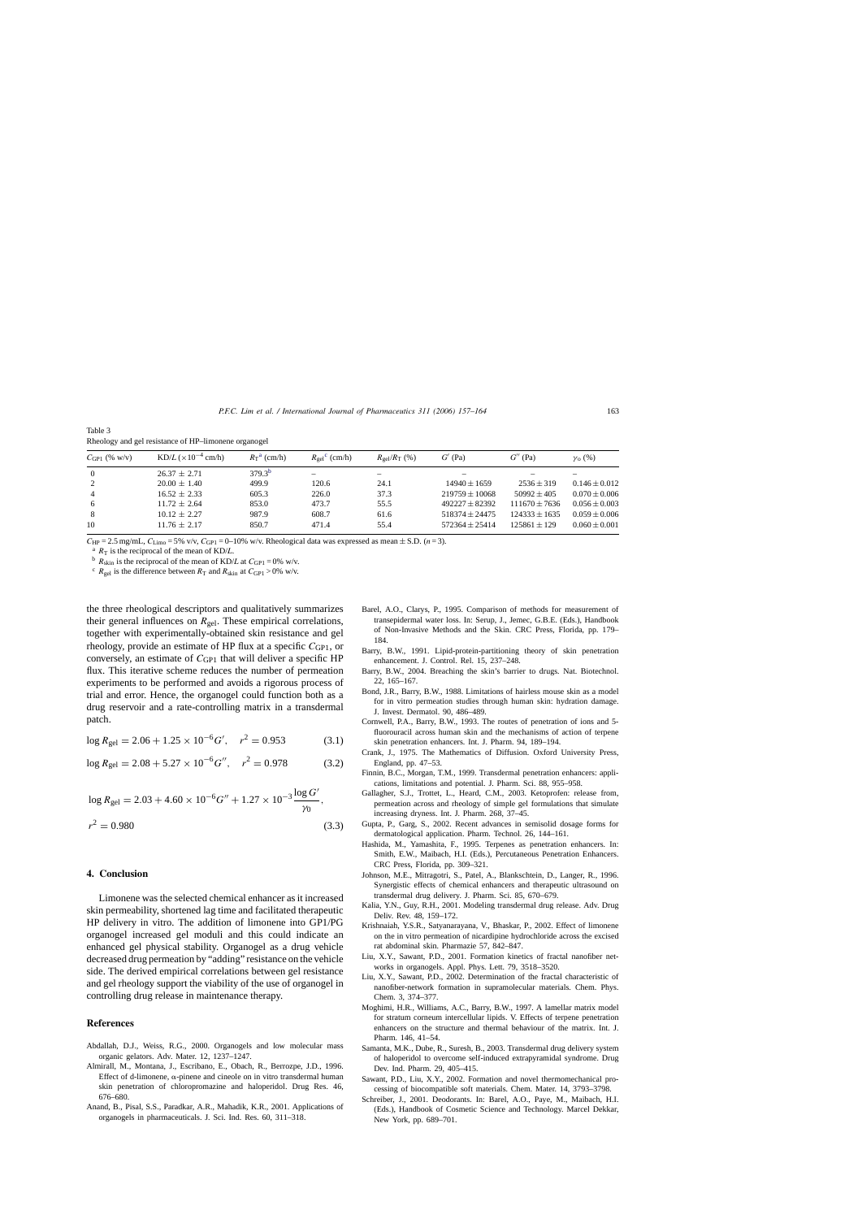Table 3
Rheology and gel resistance of HP–limonene organogel

| $C_{GP1}$ (% w/v) | KD/$L$ ($\times 10^{-4}$ cm/h) | $R_T$[a] (cm/h) | $R_{gel}$[c] (cm/h) | $R_{gel}/R_T$ (%) | $G'$ (Pa) | $G''$ (Pa) | $\gamma_0$ (%) |
|---|---|---|---|---|---|---|---|
| 0 | 26.37 ± 2.71 | 379.3[b] | – | – | – | – | – |
| 2 | 20.00 ± 1.40 | 499.9 | 120.6 | 24.1 | 14940 ± 1659 | 2536 ± 319 | 0.146 ± 0.012 |
| 4 | 16.52 ± 2.33 | 605.3 | 226.0 | 37.3 | 219759 ± 10068 | 50992 ± 405 | 0.070 ± 0.006 |
| 6 | 11.72 ± 2.64 | 853.0 | 473.7 | 55.5 | 492227 ± 82392 | 111670 ± 7636 | 0.056 ± 0.003 |
| 8 | 10.12 ± 2.27 | 987.9 | 608.7 | 61.6 | 518374 ± 24475 | 124333 ± 1635 | 0.059 ± 0.006 |
| 10 | 11.76 ± 2.17 | 850.7 | 471.4 | 55.4 | 572364 ± 25414 | 125861 ± 129 | 0.060 ± 0.001 |

$C_{HP}$ = 2.5 mg/mL, $C_{Limo}$ = 5% v/v, $C_{GP1}$ = 0–10% w/v. Rheological data was expressed as mean ± S.D. ($n$ = 3).

[a] $R_T$ is the reciprocal of the mean of KD/$L$.

[b] $R_{skin}$ is the reciprocal of the mean of KD/$L$ at $C_{GP1}$ = 0% w/v.

[c] $R_{gel}$ is the difference between $R_T$ and $R_{skin}$ at $C_{GP1}$ > 0% w/v.

the three rheological descriptors and qualitatively summarizes their general influences on $R_{gel}$. These empirical correlations, together with experimentally-obtained skin resistance and gel rheology, provide an estimate of HP flux at a specific $C_{GP1}$, or conversely, an estimate of $C_{GP1}$ that will deliver a specific HP flux. This iterative scheme reduces the number of permeation experiments to be performed and avoids a rigorous process of trial and error. Hence, the organogel could function both as a drug reservoir and a rate-controlling matrix in a transdermal patch.

$$\log R_{gel} = 2.06 + 1.25 \times 10^{-6} G', \quad r^2 = 0.953 \tag{3.1}$$

$$\log R_{gel} = 2.08 + 5.27 \times 10^{-6} G'', \quad r^2 = 0.978 \tag{3.2}$$

$$\log R_{gel} = 2.03 + 4.60 \times 10^{-6} G'' + 1.27 \times 10^{-3} \frac{\log G'}{\gamma_0}, \quad r^2 = 0.980 \tag{3.3}$$

## 4. Conclusion

Limonene was the selected chemical enhancer as it increased skin permeability, shortened lag time and facilitated therapeutic HP delivery in vitro. The addition of limonene into GP1/PG organogel increased gel moduli and this could indicate an enhanced gel physical stability. Organogel as a drug vehicle decreased drug permeation by "adding" resistance on the vehicle side. The derived empirical correlations between gel resistance and gel rheology support the viability of the use of organogel in controlling drug release in maintenance therapy.

## References

Abdallah, D.J., Weiss, R.G., 2000. Organogels and low molecular mass organic gelators. Adv. Mater. 12, 1237–1247.

Almirall, M., Montana, J., Escribano, E., Obach, R., Berrozpe, J.D., 1996. Effect of d-limonene, α-pinene and cineole on in vitro transdermal human skin penetration of chloropromazine and haloperidol. Drug Res. 46, 676–680.

Anand, B., Pisal, S.S., Paradkar, A.R., Mahadik, K.R., 2001. Applications of organogels in pharmaceuticals. J. Sci. Ind. Res. 60, 311–318.

Barel, A.O., Clarys, P., 1995. Comparison of methods for measurement of transepidermal water loss. In: Serup, J., Jemec, G.B.E. (Eds.), Handbook of Non-Invasive Methods and the Skin. CRC Press, Florida, pp. 179–184.

Barry, B.W., 1991. Lipid-protein-partitioning theory of skin penetration enhancement. J. Control. Rel. 15, 237–248.

Barry, B.W., 2004. Breaching the skin's barrier to drugs. Nat. Biotechnol. 22, 165–167.

Bond, J.R., Barry, B.W., 1988. Limitations of hairless mouse skin as a model for in vitro permeation studies through human skin: hydration damage. J. Invest. Dermatol. 90, 486–489.

Cornwell, P.A., Barry, B.W., 1993. The routes of penetration of ions and 5-fluorouracil across human skin and the mechanisms of action of terpene skin penetration enhancers. Int. J. Pharm. 94, 189–194.

Crank, J., 1975. The Mathematics of Diffusion. Oxford University Press, England, pp. 47–53.

Finnin, B.C., Morgan, T.M., 1999. Transdermal penetration enhancers: applications, limitations and potential. J. Pharm. Sci. 88, 955–958.

Gallagher, S.J., Trottet, L., Heard, C.M., 2003. Ketoprofen: release from, permeation across and rheology of simple gel formulations that simulate increasing dryness. Int. J. Pharm. 268, 37–45.

Gupta, P., Garg, S., 2002. Recent advances in semisolid dosage forms for dermatological application. Pharm. Technol. 26, 144–161.

Hashida, M., Yamashita, F., 1995. Terpenes as penetration enhancers. In: Smith, E.W., Maibach, H.I. (Eds.), Percutaneous Penetration Enhancers. CRC Press, Florida, pp. 309–321.

Johnson, M.E., Mitragotri, S., Patel, A., Blankschtein, D., Langer, R., 1996. Synergistic effects of chemical enhancers and therapeutic ultrasound on transdermal drug delivery. J. Pharm. Sci. 85, 670–679.

Kalia, Y.N., Guy, R.H., 2001. Modeling transdermal drug release. Adv. Drug Deliv. Rev. 48, 159–172.

Krishnaiah, Y.S.R., Satyanarayana, V., Bhaskar, P., 2002. Effect of limonene on the in vitro permeation of nicardipine hydrochloride across the excised rat abdominal skin. Pharmazie 57, 842–847.

Liu, X.Y., Sawant, P.D., 2001. Formation kinetics of fractal nanofiber networks in organogels. Appl. Phys. Lett. 79, 3518–3520.

Liu, X.Y., Sawant, P.D., 2002. Determination of the fractal characteristic of nanofiber-network formation in supramolecular materials. Chem. Phys. Chem. 3, 374–377.

Moghimi, H.R., Williams, A.C., Barry, B.W., 1997. A lamellar matrix model for stratum corneum intercellular lipids. V. Effects of terpene penetration enhancers on the structure and thermal behaviour of the matrix. Int. J. Pharm. 146, 41–54.

Samanta, M.K., Dube, R., Suresh, B., 2003. Transdermal drug delivery system of haloperidol to overcome self-induced extrapyramidal syndrome. Drug Dev. Ind. Pharm. 29, 405–415.

Sawant, P.D., Liu, X.Y., 2002. Formation and novel thermomechanical processing of biocompatible soft materials. Chem. Mater. 14, 3793–3798.

Schreiber, J., 2001. Deodorants. In: Barel, A.O., Paye, M., Maibach, H.I. (Eds.), Handbook of Cosmetic Science and Technology. Marcel Dekkar, New York, pp. 689–701.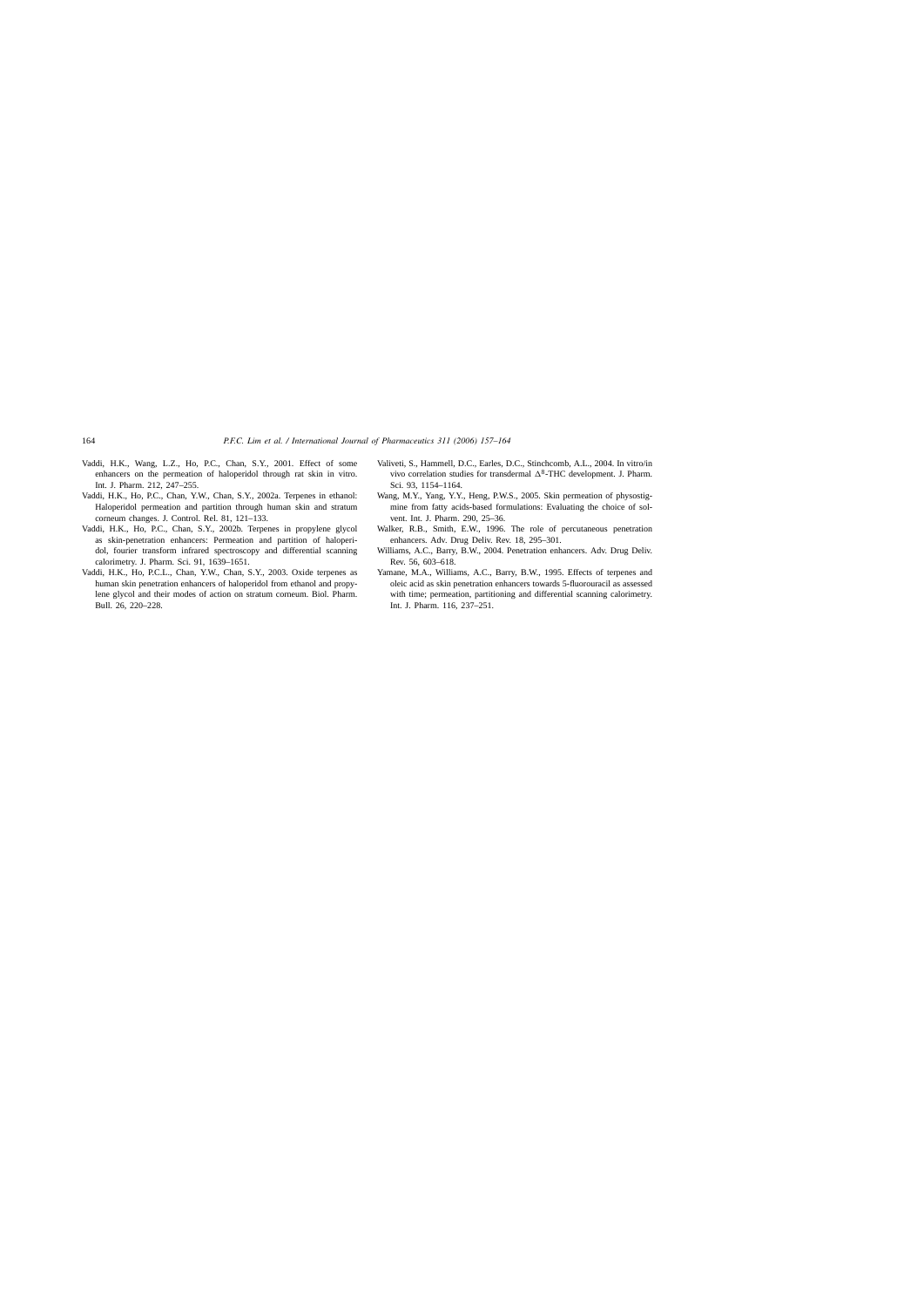Vaddi, H.K., Wang, L.Z., Ho, P.C., Chan, S.Y., 2001. Effect of some enhancers on the permeation of haloperidol through rat skin in vitro. Int. J. Pharm. 212, 247–255.

Vaddi, H.K., Ho, P.C., Chan, Y.W., Chan, S.Y., 2002a. Terpenes in ethanol: Haloperidol permeation and partition through human skin and stratum corneum changes. J. Control. Rel. 81, 121–133.

Vaddi, H.K., Ho, P.C., Chan, S.Y., 2002b. Terpenes in propylene glycol as skin-penetration enhancers: Permeation and partition of haloperidol, fourier transform infrared spectroscopy and differential scanning calorimetry. J. Pharm. Sci. 91, 1639–1651.

Vaddi, H.K., Ho, P.C.L., Chan, Y.W., Chan, S.Y., 2003. Oxide terpenes as human skin penetration enhancers of haloperidol from ethanol and propylene glycol and their modes of action on stratum corneum. Biol. Pharm. Bull. 26, 220–228.

Valiveti, S., Hammell, D.C., Earles, D.C., Stinchcomb, A.L., 2004. In vitro/in vivo correlation studies for transdermal $\Delta^8$-THC development. J. Pharm. Sci. 93, 1154–1164.

Wang, M.Y., Yang, Y.Y., Heng, P.W.S., 2005. Skin permeation of physostigmine from fatty acids-based formulations: Evaluating the choice of solvent. Int. J. Pharm. 290, 25–36.

Walker, R.B., Smith, E.W., 1996. The role of percutaneous penetration enhancers. Adv. Drug Deliv. Rev. 18, 295–301.

Williams, A.C., Barry, B.W., 2004. Penetration enhancers. Adv. Drug Deliv. Rev. 56, 603–618.

Yamane, M.A., Williams, A.C., Barry, B.W., 1995. Effects of terpenes and oleic acid as skin penetration enhancers towards 5-fluorouracil as assessed with time; permeation, partitioning and differential scanning calorimetry. Int. J. Pharm. 116, 237–251.